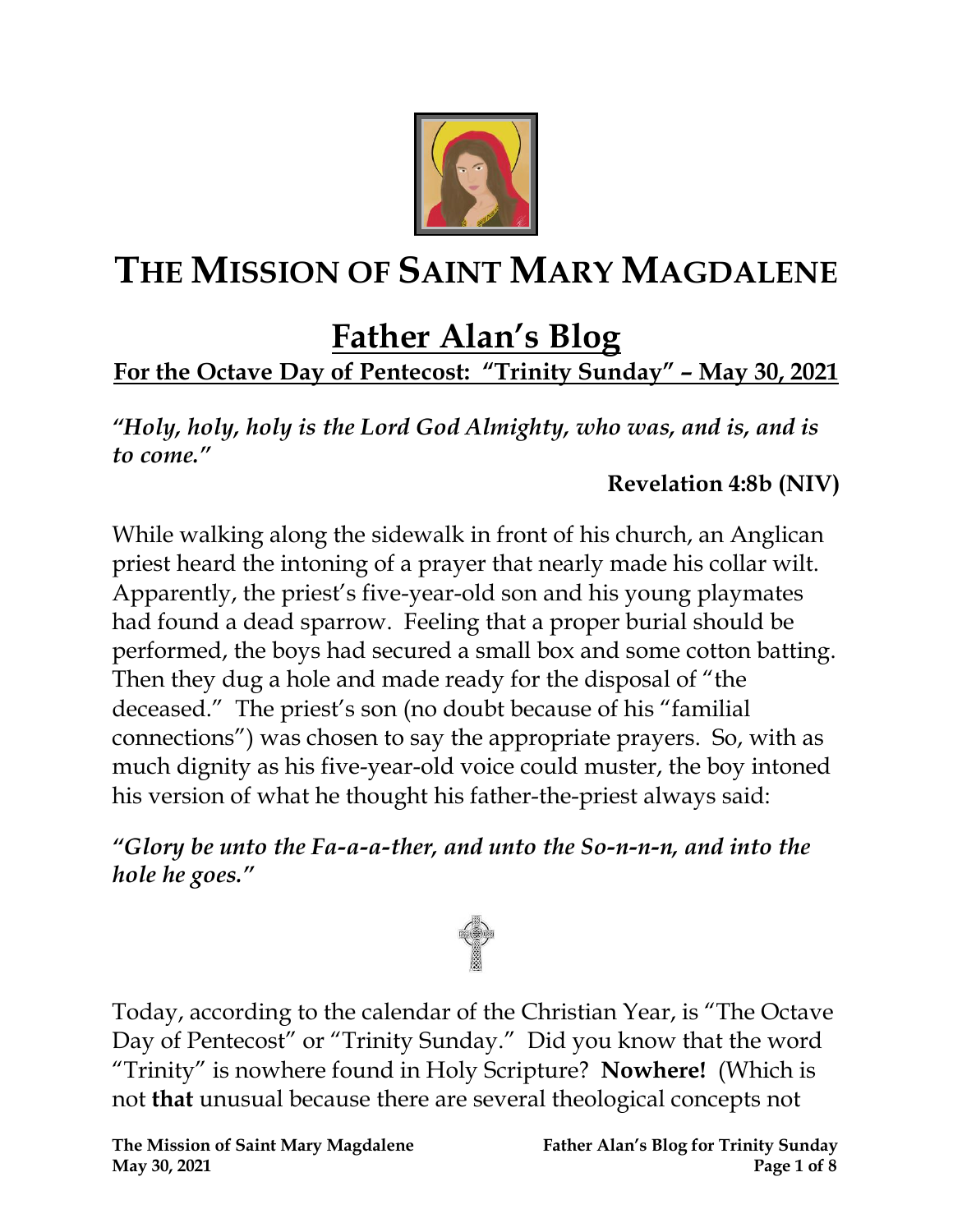# THE MISSION OF SAINT MARY MAGDALENE

## Father Alan's Blog

### For the Octave Day of Pentecost: "Trinity Sunday" – May 30, 2021

***"Holy, holy, holy is the Lord God Almighty, who was, and is, and is to come."***

**Revelation 4:8b (NIV)**

While walking along the sidewalk in front of his church, an Anglican priest heard the intoning of a prayer that nearly made his collar wilt. Apparently, the priest's five-year-old son and his young playmates had found a dead sparrow. Feeling that a proper burial should be performed, the boys had secured a small box and some cotton batting. Then they dug a hole and made ready for the disposal of "the deceased." The priest's son (no doubt because of his "familial connections") was chosen to say the appropriate prayers. So, with as much dignity as his five-year-old voice could muster, the boy intoned his version of what he thought his father-the-priest always said:

***"Glory be unto the Fa-a-a-ther, and unto the So-n-n-n, and into the hole he goes."***

Today, according to the calendar of the Christian Year, is "The Octave Day of Pentecost" or "Trinity Sunday." Did you know that the word "Trinity" is nowhere found in Holy Scripture? **Nowhere!** (Which is not **that** unusual because there are several theological concepts not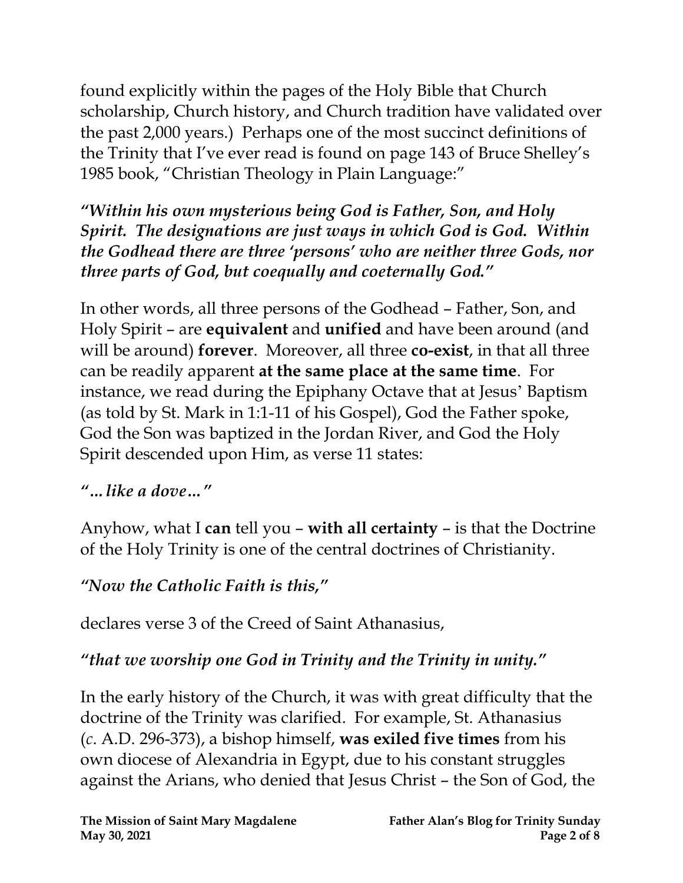found explicitly within the pages of the Holy Bible that Church scholarship, Church history, and Church tradition have validated over the past 2,000 years.) Perhaps one of the most succinct definitions of the Trinity that I've ever read is found on page 143 of Bruce Shelley's 1985 book, "Christian Theology in Plain Language:"

***"Within his own mysterious being God is Father, Son, and Holy Spirit. The designations are just ways in which God is God. Within the Godhead there are three 'persons' who are neither three Gods, nor three parts of God, but coequally and coeternally God."***

In other words, all three persons of the Godhead – Father, Son, and Holy Spirit – are **equivalent** and **unified** and have been around (and will be around) **forever**. Moreover, all three **co-exist**, in that all three can be readily apparent **at the same place at the same time**. For instance, we read during the Epiphany Octave that at Jesus' Baptism (as told by St. Mark in 1:1-11 of his Gospel), God the Father spoke, God the Son was baptized in the Jordan River, and God the Holy Spirit descended upon Him, as verse 11 states:

***"…like a dove…"***

Anyhow, what I **can** tell you – **with all certainty** – is that the Doctrine of the Holy Trinity is one of the central doctrines of Christianity.

***"Now the Catholic Faith is this,"***

declares verse 3 of the Creed of Saint Athanasius,

***"that we worship one God in Trinity and the Trinity in unity."***

In the early history of the Church, it was with great difficulty that the doctrine of the Trinity was clarified. For example, St. Athanasius (*c.* A.D. 296-373), a bishop himself, **was exiled five times** from his own diocese of Alexandria in Egypt, due to his constant struggles against the Arians, who denied that Jesus Christ – the Son of God, the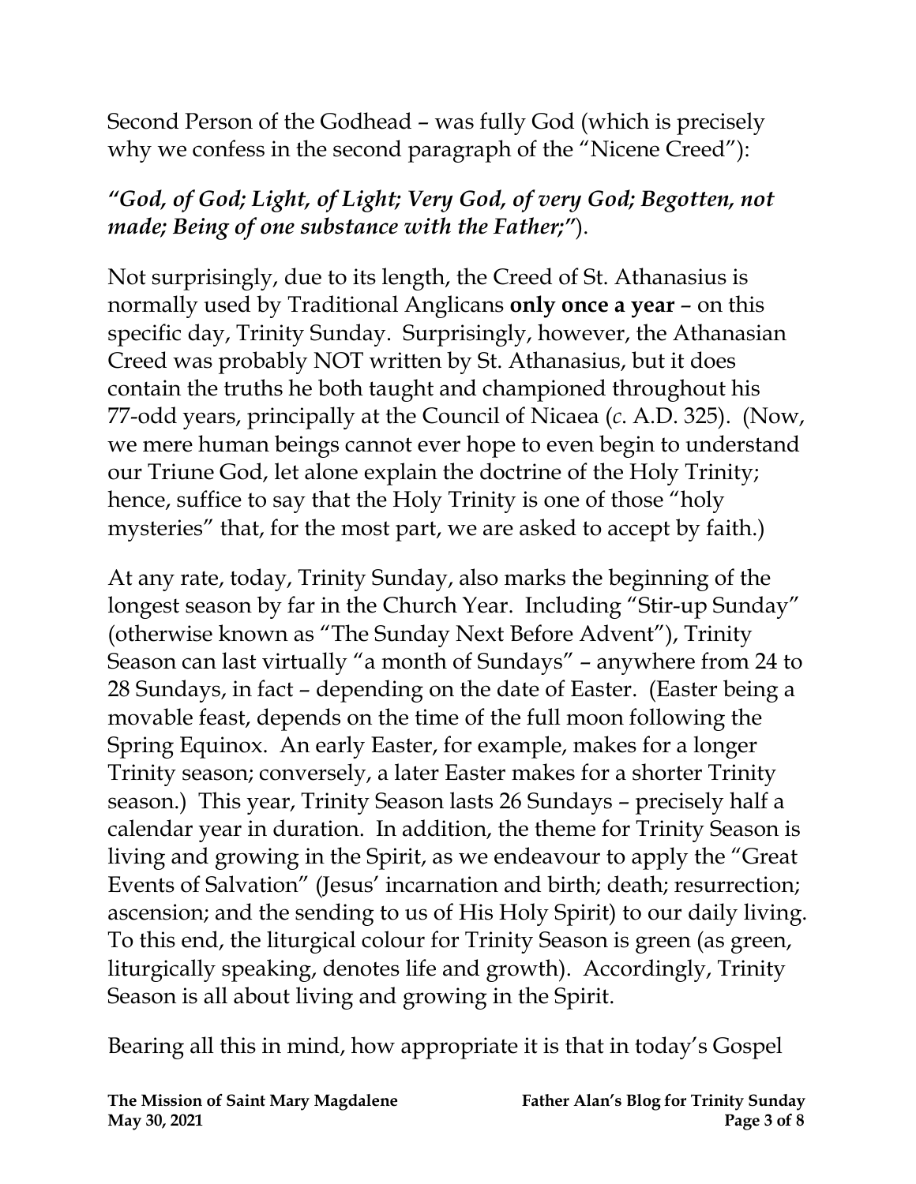Second Person of the Godhead – was fully God (which is precisely why we confess in the second paragraph of the "Nicene Creed"):

***"God, of God; Light, of Light; Very God, of very God; Begotten, not made; Being of one substance with the Father;"***).

Not surprisingly, due to its length, the Creed of St. Athanasius is normally used by Traditional Anglicans **only once a year** – on this specific day, Trinity Sunday. Surprisingly, however, the Athanasian Creed was probably NOT written by St. Athanasius, but it does contain the truths he both taught and championed throughout his 77-odd years, principally at the Council of Nicaea (*c.* A.D. 325). (Now, we mere human beings cannot ever hope to even begin to understand our Triune God, let alone explain the doctrine of the Holy Trinity; hence, suffice to say that the Holy Trinity is one of those "holy mysteries" that, for the most part, we are asked to accept by faith.)

At any rate, today, Trinity Sunday, also marks the beginning of the longest season by far in the Church Year. Including "Stir-up Sunday" (otherwise known as "The Sunday Next Before Advent"), Trinity Season can last virtually "a month of Sundays" – anywhere from 24 to 28 Sundays, in fact – depending on the date of Easter. (Easter being a movable feast, depends on the time of the full moon following the Spring Equinox. An early Easter, for example, makes for a longer Trinity season; conversely, a later Easter makes for a shorter Trinity season.) This year, Trinity Season lasts 26 Sundays – precisely half a calendar year in duration. In addition, the theme for Trinity Season is living and growing in the Spirit, as we endeavour to apply the "Great Events of Salvation" (Jesus' incarnation and birth; death; resurrection; ascension; and the sending to us of His Holy Spirit) to our daily living. To this end, the liturgical colour for Trinity Season is green (as green, liturgically speaking, denotes life and growth). Accordingly, Trinity Season is all about living and growing in the Spirit.

Bearing all this in mind, how appropriate it is that in today's Gospel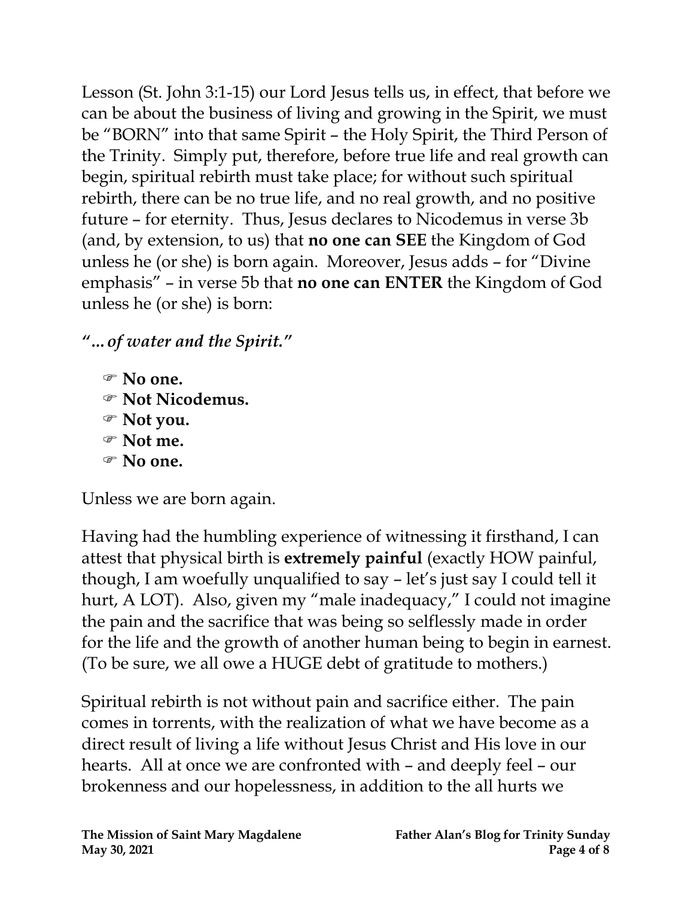Lesson (St. John 3:1-15) our Lord Jesus tells us, in effect, that before we can be about the business of living and growing in the Spirit, we must be "BORN" into that same Spirit – the Holy Spirit, the Third Person of the Trinity. Simply put, therefore, before true life and real growth can begin, spiritual rebirth must take place; for without such spiritual rebirth, there can be no true life, and no real growth, and no positive future – for eternity. Thus, Jesus declares to Nicodemus in verse 3b (and, by extension, to us) that **no one can SEE** the Kingdom of God unless he (or she) is born again. Moreover, Jesus adds – for "Divine emphasis" – in verse 5b that **no one can ENTER** the Kingdom of God unless he (or she) is born:

***"…of water and the Spirit."***

- ☞ **No one.**
- ☞ **Not Nicodemus.**
- ☞ **Not you.**
- ☞ **Not me.**
- ☞ **No one.**

Unless we are born again.

Having had the humbling experience of witnessing it firsthand, I can attest that physical birth is **extremely painful** (exactly HOW painful, though, I am woefully unqualified to say – let's just say I could tell it hurt, A LOT). Also, given my "male inadequacy," I could not imagine the pain and the sacrifice that was being so selflessly made in order for the life and the growth of another human being to begin in earnest. (To be sure, we all owe a HUGE debt of gratitude to mothers.)

Spiritual rebirth is not without pain and sacrifice either. The pain comes in torrents, with the realization of what we have become as a direct result of living a life without Jesus Christ and His love in our hearts. All at once we are confronted with – and deeply feel – our brokenness and our hopelessness, in addition to the all hurts we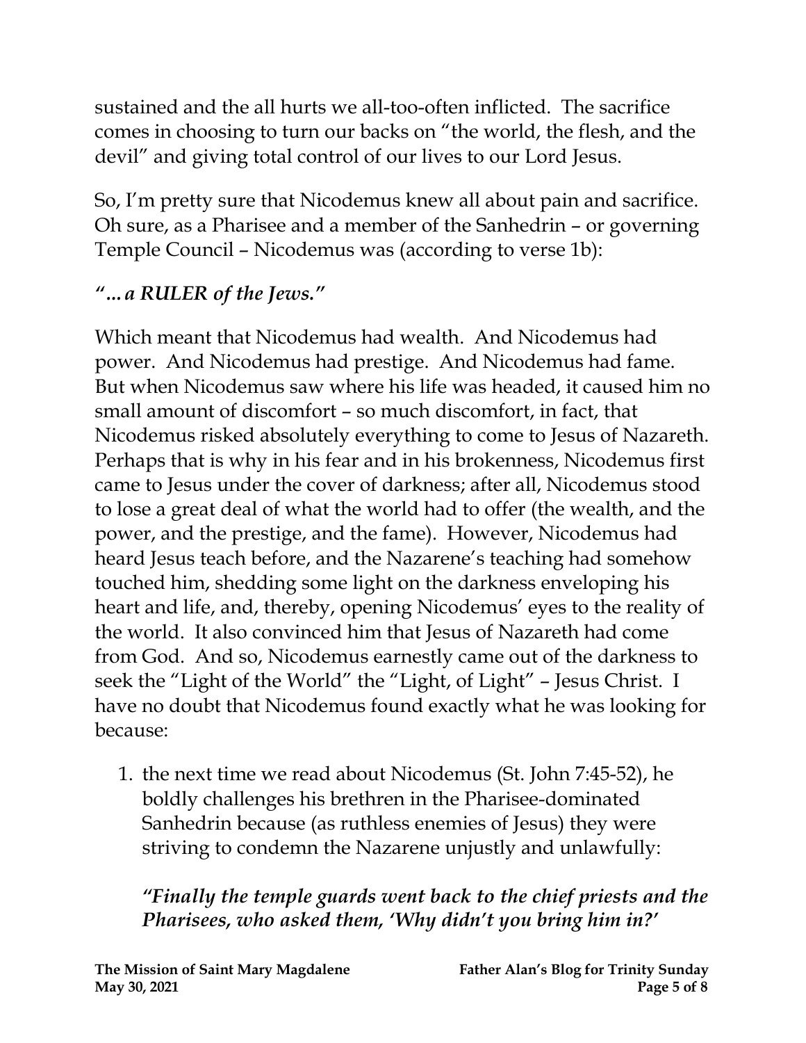sustained and the all hurts we all-too-often inflicted. The sacrifice comes in choosing to turn our backs on "the world, the flesh, and the devil" and giving total control of our lives to our Lord Jesus.

So, I'm pretty sure that Nicodemus knew all about pain and sacrifice. Oh sure, as a Pharisee and a member of the Sanhedrin – or governing Temple Council – Nicodemus was (according to verse 1b):

***"…a RULER of the Jews."***

Which meant that Nicodemus had wealth. And Nicodemus had power. And Nicodemus had prestige. And Nicodemus had fame. But when Nicodemus saw where his life was headed, it caused him no small amount of discomfort – so much discomfort, in fact, that Nicodemus risked absolutely everything to come to Jesus of Nazareth. Perhaps that is why in his fear and in his brokenness, Nicodemus first came to Jesus under the cover of darkness; after all, Nicodemus stood to lose a great deal of what the world had to offer (the wealth, and the power, and the prestige, and the fame). However, Nicodemus had heard Jesus teach before, and the Nazarene's teaching had somehow touched him, shedding some light on the darkness enveloping his heart and life, and, thereby, opening Nicodemus' eyes to the reality of the world. It also convinced him that Jesus of Nazareth had come from God. And so, Nicodemus earnestly came out of the darkness to seek the "Light of the World" the "Light, of Light" – Jesus Christ. I have no doubt that Nicodemus found exactly what he was looking for because:

1. the next time we read about Nicodemus (St. John 7:45-52), he boldly challenges his brethren in the Pharisee-dominated Sanhedrin because (as ruthless enemies of Jesus) they were striving to condemn the Nazarene unjustly and unlawfully:

   ***"Finally the temple guards went back to the chief priests and the Pharisees, who asked them, 'Why didn't you bring him in?'***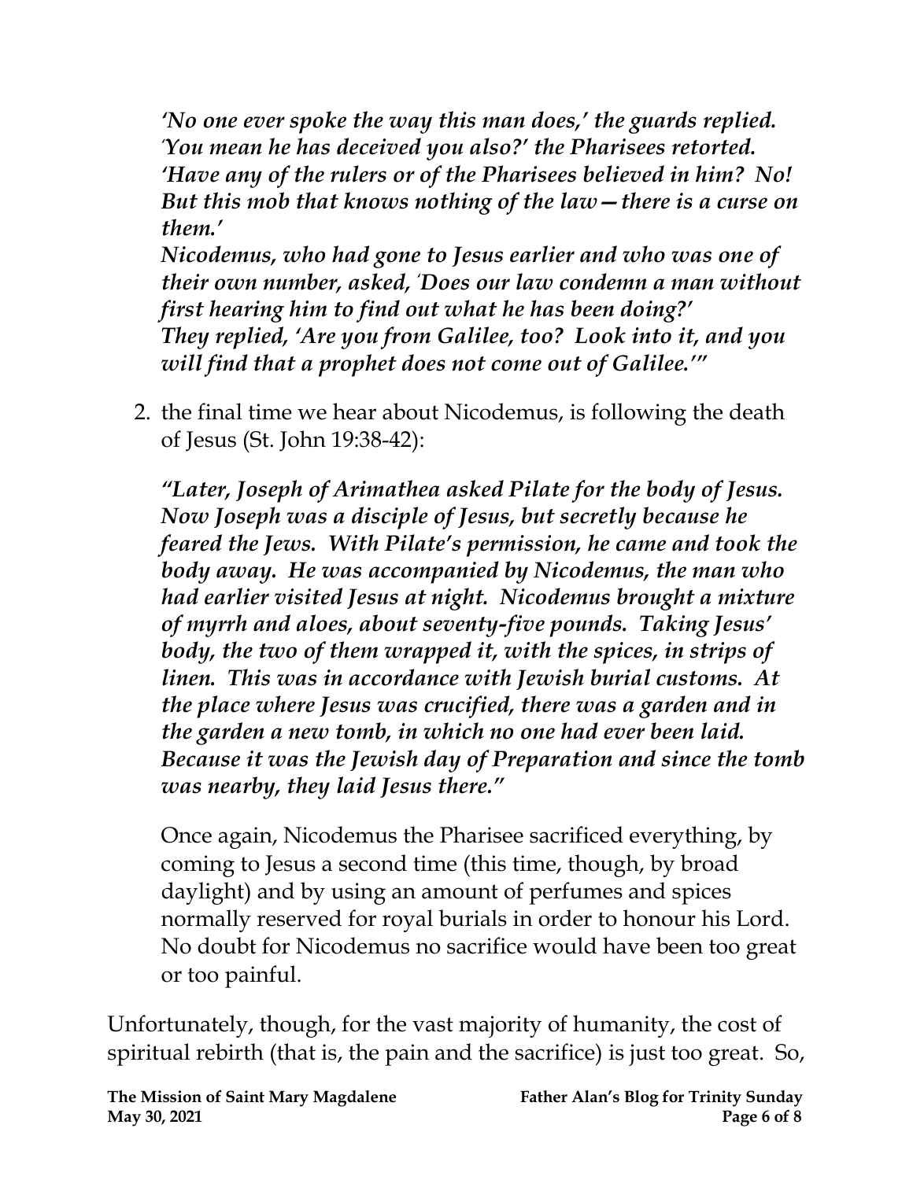*'No one ever spoke the way this man does,' the guards replied. 'You mean he has deceived you also?' the Pharisees retorted. 'Have any of the rulers or of the Pharisees believed in him? No! But this mob that knows nothing of the law—there is a curse on them.'*
*Nicodemus, who had gone to Jesus earlier and who was one of their own number, asked, 'Does our law condemn a man without first hearing him to find out what he has been doing?'*
*They replied, 'Are you from Galilee, too? Look into it, and you will find that a prophet does not come out of Galilee.'"*

2. the final time we hear about Nicodemus, is following the death of Jesus (St. John 19:38-42):

   ***"Later, Joseph of Arimathea asked Pilate for the body of Jesus. Now Joseph was a disciple of Jesus, but secretly because he feared the Jews. With Pilate's permission, he came and took the body away. He was accompanied by Nicodemus, the man who had earlier visited Jesus at night. Nicodemus brought a mixture of myrrh and aloes, about seventy-five pounds. Taking Jesus' body, the two of them wrapped it, with the spices, in strips of linen. This was in accordance with Jewish burial customs. At the place where Jesus was crucified, there was a garden and in the garden a new tomb, in which no one had ever been laid. Because it was the Jewish day of Preparation and since the tomb was nearby, they laid Jesus there."***

   Once again, Nicodemus the Pharisee sacrificed everything, by coming to Jesus a second time (this time, though, by broad daylight) and by using an amount of perfumes and spices normally reserved for royal burials in order to honour his Lord. No doubt for Nicodemus no sacrifice would have been too great or too painful.

Unfortunately, though, for the vast majority of humanity, the cost of spiritual rebirth (that is, the pain and the sacrifice) is just too great. So,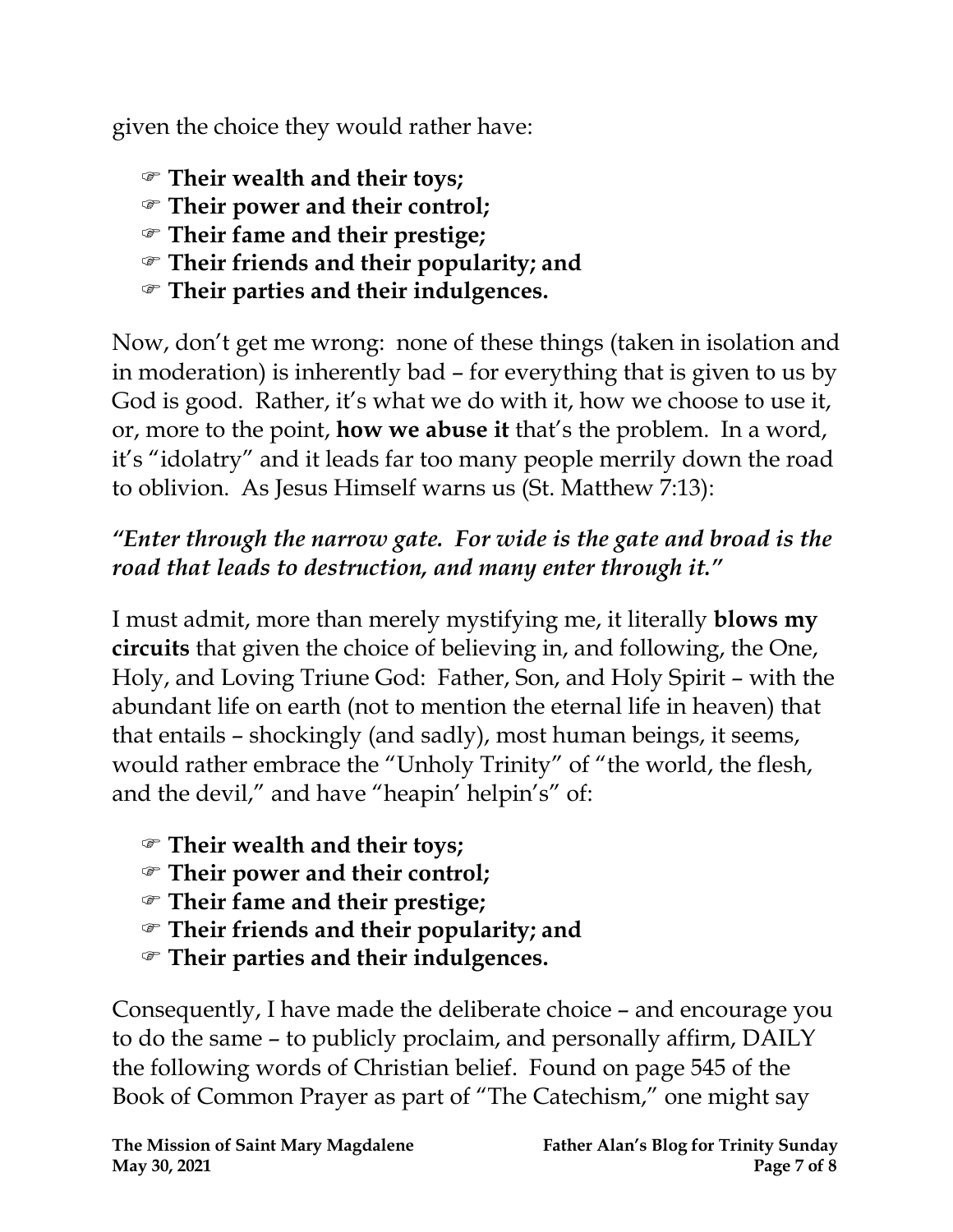given the choice they would rather have:

- ☞ **Their wealth and their toys;**
- ☞ **Their power and their control;**
- ☞ **Their fame and their prestige;**
- ☞ **Their friends and their popularity; and**
- ☞ **Their parties and their indulgences.**

Now, don't get me wrong: none of these things (taken in isolation and in moderation) is inherently bad – for everything that is given to us by God is good. Rather, it's what we do with it, how we choose to use it, or, more to the point, **how we abuse it** that's the problem. In a word, it's "idolatry" and it leads far too many people merrily down the road to oblivion. As Jesus Himself warns us (St. Matthew 7:13):

***"Enter through the narrow gate. For wide is the gate and broad is the road that leads to destruction, and many enter through it."***

I must admit, more than merely mystifying me, it literally **blows my circuits** that given the choice of believing in, and following, the One, Holy, and Loving Triune God: Father, Son, and Holy Spirit – with the abundant life on earth (not to mention the eternal life in heaven) that that entails – shockingly (and sadly), most human beings, it seems, would rather embrace the "Unholy Trinity" of "the world, the flesh, and the devil," and have "heapin' helpin's" of:

- ☞ **Their wealth and their toys;**
- ☞ **Their power and their control;**
- ☞ **Their fame and their prestige;**
- ☞ **Their friends and their popularity; and**
- ☞ **Their parties and their indulgences.**

Consequently, I have made the deliberate choice – and encourage you to do the same – to publicly proclaim, and personally affirm, DAILY the following words of Christian belief. Found on page 545 of the Book of Common Prayer as part of "The Catechism," one might say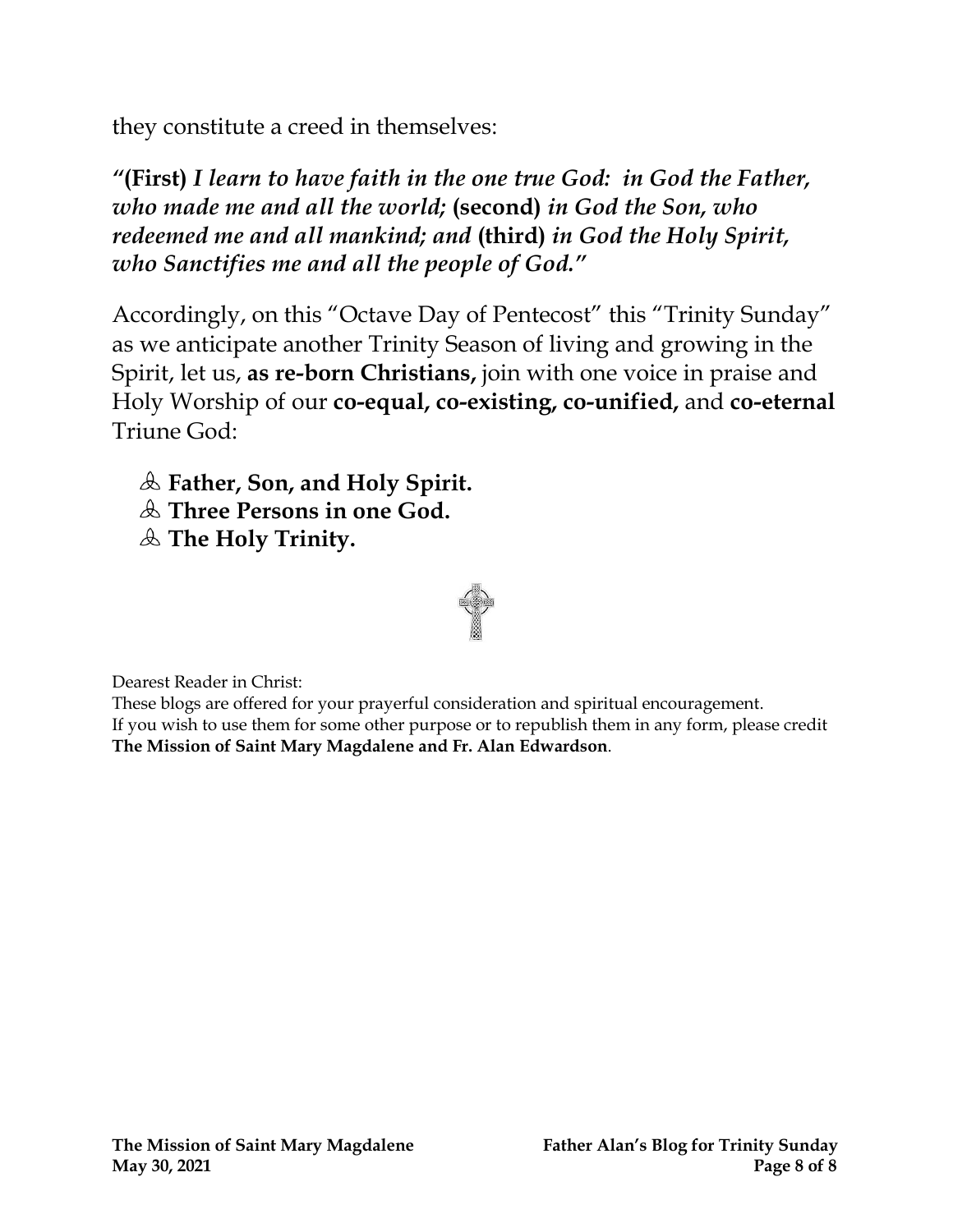they constitute a creed in themselves:

**"(First)** ***I learn to have faith in the one true God: in God the Father, who made me and all the world;*** **(second)** ***in God the Son, who redeemed me and all mankind; and*** **(third)** ***in God the Holy Spirit, who Sanctifies me and all the people of God."***

Accordingly, on this "Octave Day of Pentecost" this "Trinity Sunday" as we anticipate another Trinity Season of living and growing in the Spirit, let us, **as re-born Christians,** join with one voice in praise and Holy Worship of our **co-equal, co-existing, co-unified,** and **co-eternal** Triune God:

- **Father, Son, and Holy Spirit.**
- **Three Persons in one God.**
- **The Holy Trinity.**

Dearest Reader in Christ:
These blogs are offered for your prayerful consideration and spiritual encouragement.
If you wish to use them for some other purpose or to republish them in any form, please credit **The Mission of Saint Mary Magdalene and Fr. Alan Edwardson**.